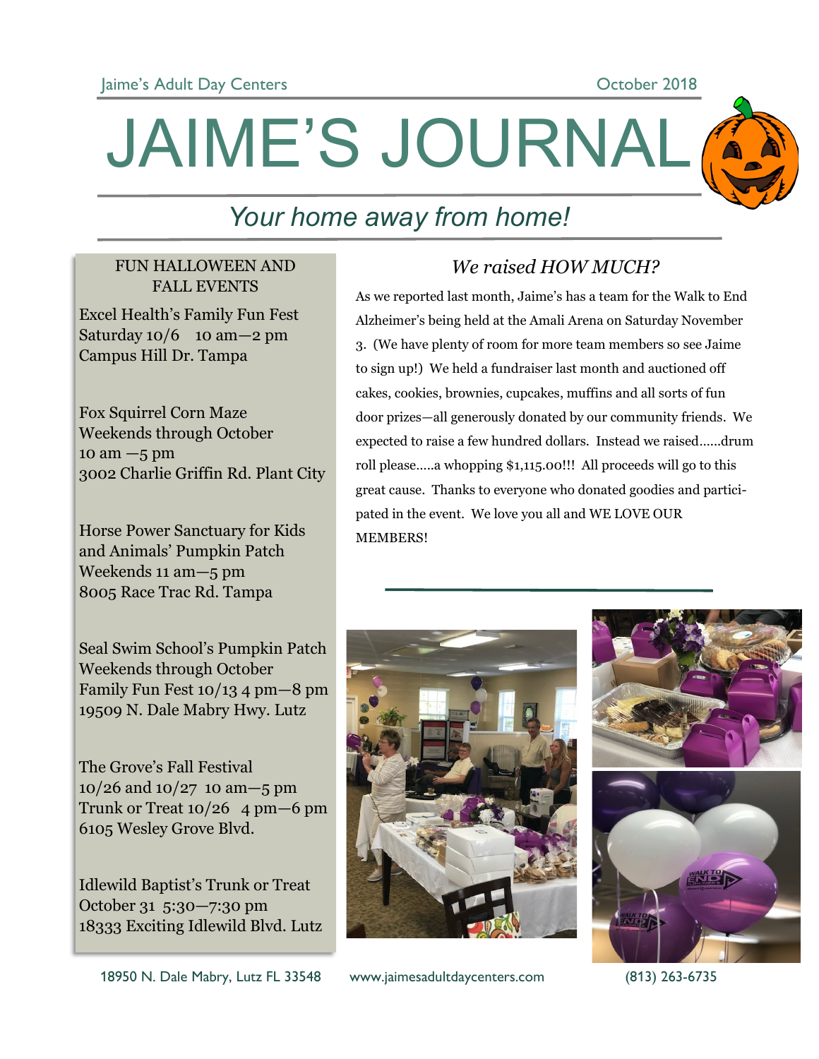# JAIME'S JOURNAL

*Your home away from home!*

Jaime's Adult Day Centers — October 2018

## FUN HALLOWEEN AND FALL EVENTS

Excel Health's Family Fun Fest
Saturday 10/6 10 am—2 pm
Campus Hill Dr. Tampa

Fox Squirrel Corn Maze
Weekends through October
10 am —5 pm
3002 Charlie Griffin Rd. Plant City

Horse Power Sanctuary for Kids and Animals' Pumpkin Patch
Weekends 11 am—5 pm
8005 Race Trac Rd. Tampa

Seal Swim School's Pumpkin Patch
Weekends through October
Family Fun Fest 10/13 4 pm—8 pm
19509 N. Dale Mabry Hwy. Lutz

The Grove's Fall Festival
10/26 and 10/27 10 am—5 pm
Trunk or Treat 10/26 4 pm—6 pm
6105 Wesley Grove Blvd.

Idlewild Baptist's Trunk or Treat
October 31 5:30—7:30 pm
18333 Exciting Idlewild Blvd. Lutz

## *We raised HOW MUCH?*

As we reported last month, Jaime's has a team for the Walk to End Alzheimer's being held at the Amali Arena on Saturday November 3. (We have plenty of room for more team members so see Jaime to sign up!) We held a fundraiser last month and auctioned off cakes, cookies, brownies, cupcakes, muffins and all sorts of fun door prizes—all generously donated by our community friends. We expected to raise a few hundred dollars. Instead we raised……drum roll please…..a whopping $1,115.00!!! All proceeds will go to this great cause. Thanks to everyone who donated goodies and participated in the event. We love you all and WE LOVE OUR MEMBERS!

18950 N. Dale Mabry, Lutz FL 33548 — www.jaimesadultdaycenters.com — (813) 263-6735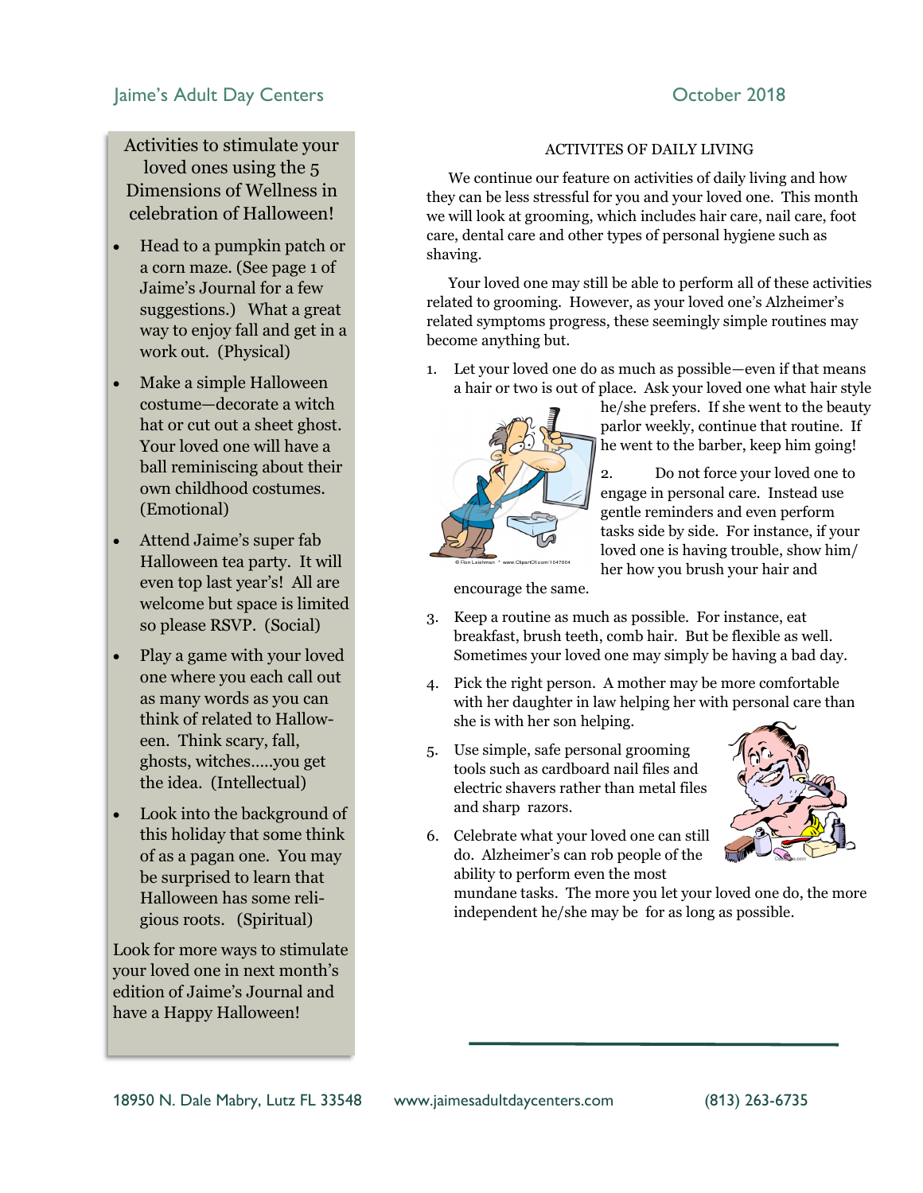## Activities to stimulate your loved ones using the 5 Dimensions of Wellness in celebration of Halloween!

- Head to a pumpkin patch or a corn maze. (See page 1 of Jaime's Journal for a few suggestions.) What a great way to enjoy fall and get in a work out. (Physical)
- Make a simple Halloween costume—decorate a witch hat or cut out a sheet ghost. Your loved one will have a ball reminiscing about their own childhood costumes. (Emotional)
- Attend Jaime's super fab Halloween tea party. It will even top last year's! All are welcome but space is limited so please RSVP. (Social)
- Play a game with your loved one where you each call out as many words as you can think of related to Halloween. Think scary, fall, ghosts, witches.....you get the idea. (Intellectual)
- Look into the background of this holiday that some think of as a pagan one. You may be surprised to learn that Halloween has some religious roots. (Spiritual)

Look for more ways to stimulate your loved one in next month's edition of Jaime's Journal and have a Happy Halloween!

## ACTIVITES OF DAILY LIVING

We continue our feature on activities of daily living and how they can be less stressful for you and your loved one. This month we will look at grooming, which includes hair care, nail care, foot care, dental care and other types of personal hygiene such as shaving.

Your loved one may still be able to perform all of these activities related to grooming. However, as your loved one's Alzheimer's related symptoms progress, these seemingly simple routines may become anything but.

1. Let your loved one do as much as possible—even if that means a hair or two is out of place. Ask your loved one what hair style he/she prefers. If she went to the beauty parlor weekly, continue that routine. If he went to the barber, keep him going!
2. Do not force your loved one to engage in personal care. Instead use gentle reminders and even perform tasks side by side. For instance, if your loved one is having trouble, show him/her how you brush your hair and encourage the same.
3. Keep a routine as much as possible. For instance, eat breakfast, brush teeth, comb hair. But be flexible as well. Sometimes your loved one may simply be having a bad day.
4. Pick the right person. A mother may be more comfortable with her daughter in law helping her with personal care than she is with her son helping.
5. Use simple, safe personal grooming tools such as cardboard nail files and electric shavers rather than metal files and sharp razors.
6. Celebrate what your loved one can still do. Alzheimer's can rob people of the ability to perform even the most mundane tasks. The more you let your loved one do, the more independent he/she may be for as long as possible.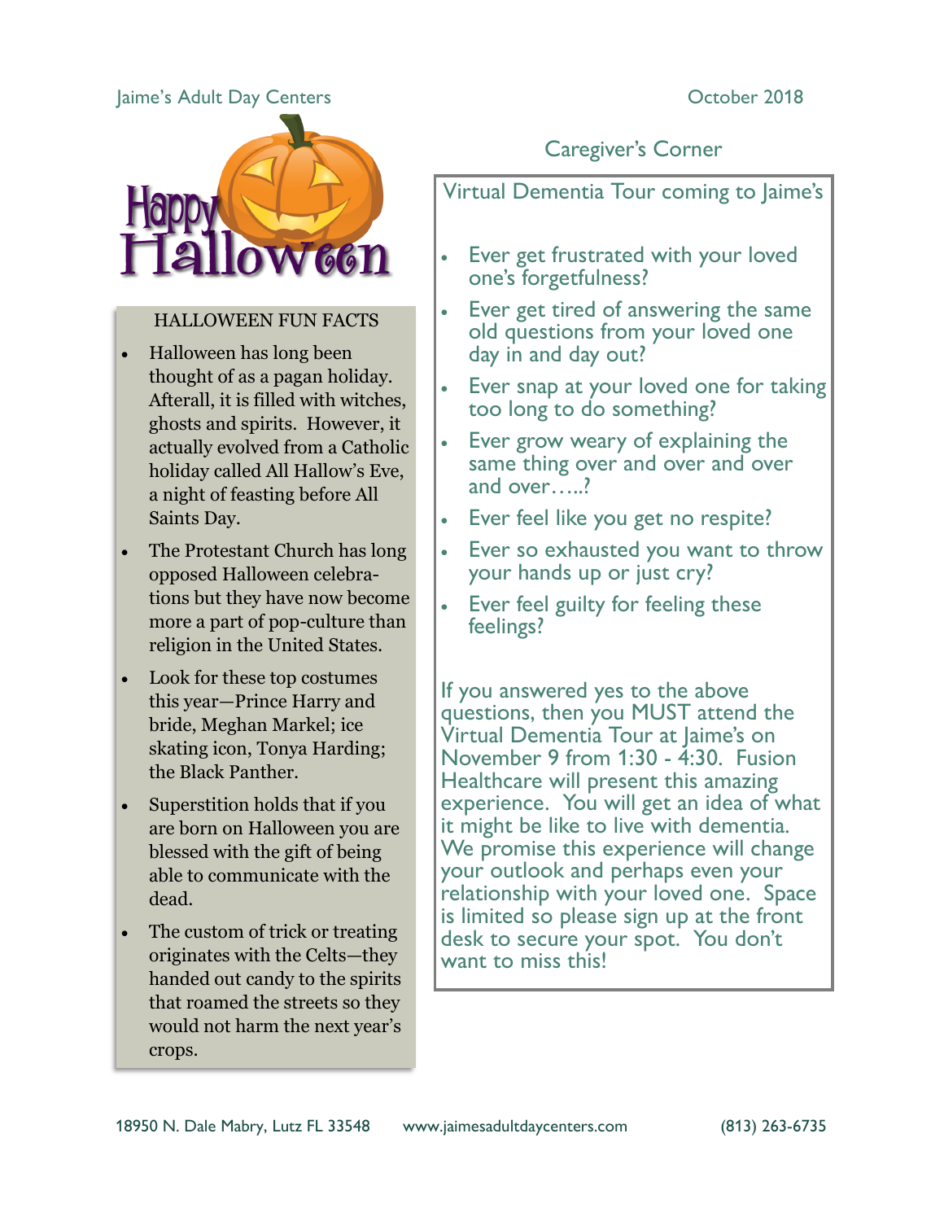# Happy Halloween

## HALLOWEEN FUN FACTS

- Halloween has long been thought of as a pagan holiday. Afterall, it is filled with witches, ghosts and spirits. However, it actually evolved from a Catholic holiday called All Hallow's Eve, a night of feasting before All Saints Day.
- The Protestant Church has long opposed Halloween celebrations but they have now become more a part of pop-culture than religion in the United States.
- Look for these top costumes this year—Prince Harry and bride, Meghan Markel; ice skating icon, Tonya Harding; the Black Panther.
- Superstition holds that if you are born on Halloween you are blessed with the gift of being able to communicate with the dead.
- The custom of trick or treating originates with the Celts—they handed out candy to the spirits that roamed the streets so they would not harm the next year's crops.

## Caregiver's Corner

### Virtual Dementia Tour coming to Jaime's

- Ever get frustrated with your loved one's forgetfulness?
- Ever get tired of answering the same old questions from your loved one day in and day out?
- Ever snap at your loved one for taking too long to do something?
- Ever grow weary of explaining the same thing over and over and over and over…..?
- Ever feel like you get no respite?
- Ever so exhausted you want to throw your hands up or just cry?
- Ever feel guilty for feeling these feelings?

If you answered yes to the above questions, then you MUST attend the Virtual Dementia Tour at Jaime's on November 9 from 1:30 - 4:30. Fusion Healthcare will present this amazing experience. You will get an idea of what it might be like to live with dementia. We promise this experience will change your outlook and perhaps even your relationship with your loved one. Space is limited so please sign up at the front desk to secure your spot. You don't want to miss this!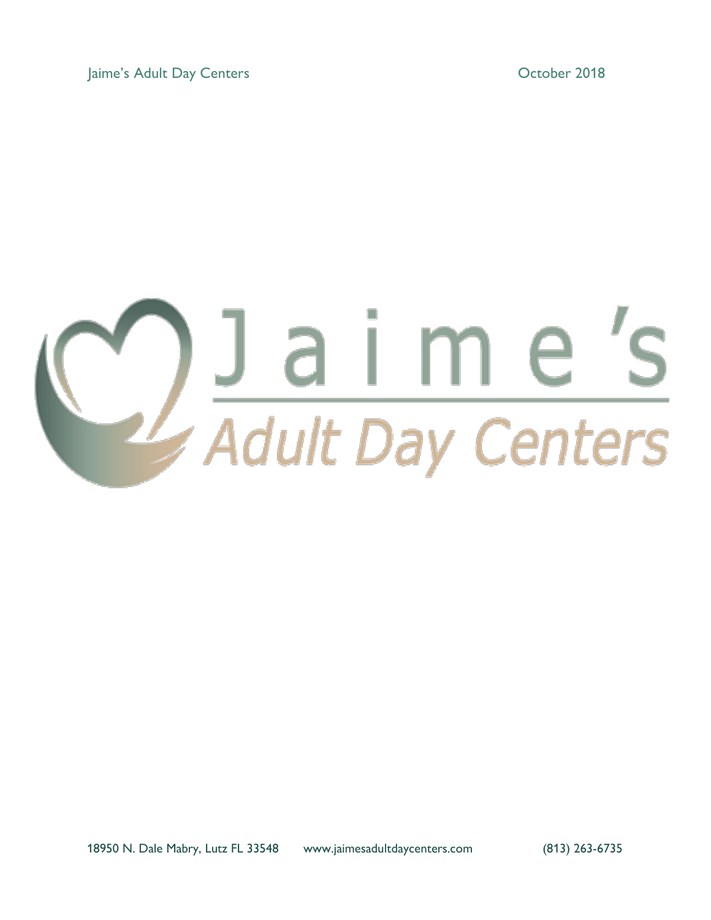Jaime's Adult Day Centers October 2018

# Jaime's

## Adult Day Centers

18950 N. Dale Mabry, Lutz FL 33548 www.jaimesadultdaycenters.com (813) 263-6735